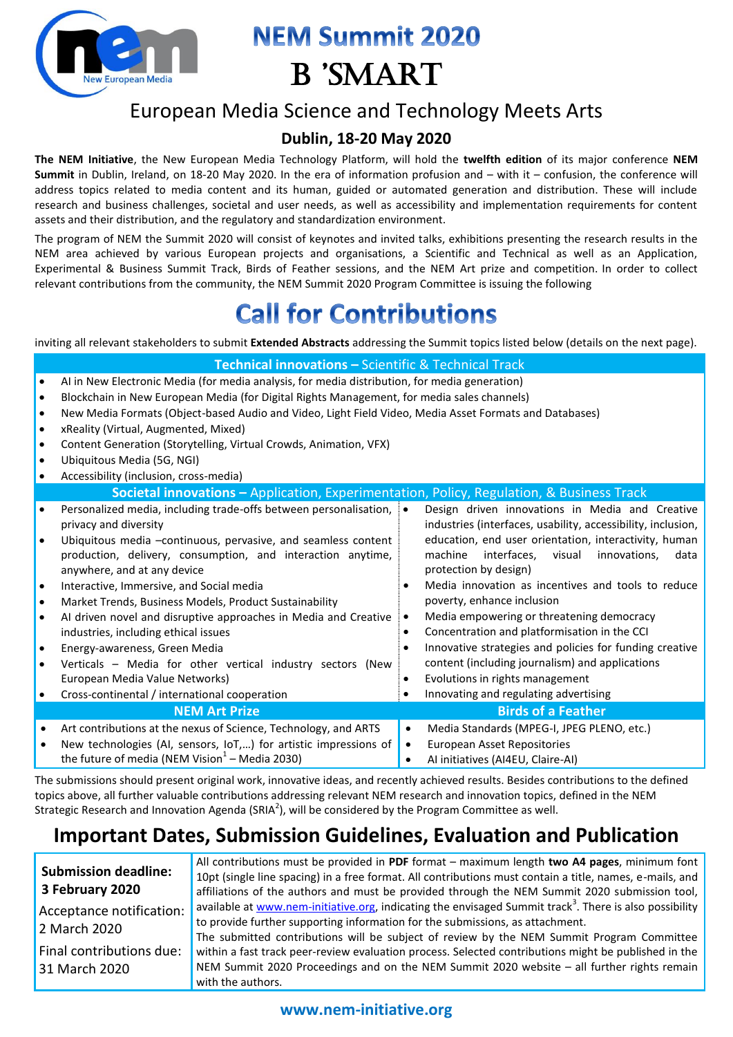# NEM Summit 2020

# B 'SMART

## European Media Science and Technology Meets Arts

### Dublin, 18-20 May 2020

**The NEM Initiative**, the New European Media Technology Platform, will hold the **twelfth edition** of its major conference **NEM Summit** in Dublin, Ireland, on 18-20 May 2020. In the era of information profusion and – with it – confusion, the conference will address topics related to media content and its human, guided or automated generation and distribution. These will include research and business challenges, societal and user needs, as well as accessibility and implementation requirements for content assets and their distribution, and the regulatory and standardization environment.

The program of NEM the Summit 2020 will consist of keynotes and invited talks, exhibitions presenting the research results in the NEM area achieved by various European projects and organisations, a Scientific and Technical as well as an Application, Experimental & Business Summit Track, Birds of Feather sessions, and the NEM Art prize and competition. In order to collect relevant contributions from the community, the NEM Summit 2020 Program Committee is issuing the following

# Call for Contributions

inviting all relevant stakeholders to submit **Extended Abstracts** addressing the Summit topics listed below (details on the next page).

### Technical innovations – Scientific & Technical Track

- AI in New Electronic Media (for media analysis, for media distribution, for media generation)
- Blockchain in New European Media (for Digital Rights Management, for media sales channels)
- New Media Formats (Object-based Audio and Video, Light Field Video, Media Asset Formats and Databases)
- xReality (Virtual, Augmented, Mixed)
- Content Generation (Storytelling, Virtual Crowds, Animation, VFX)
- Ubiquitous Media (5G, NGI)
- Accessibility (inclusion, cross-media)

### Societal innovations – Application, Experimentation, Policy, Regulation, & Business Track

- Personalized media, including trade-offs between personalisation, privacy and diversity
- Ubiquitous media –continuous, pervasive, and seamless content production, delivery, consumption, and interaction anytime, anywhere, and at any device
- Interactive, Immersive, and Social media
- Market Trends, Business Models, Product Sustainability
- AI driven novel and disruptive approaches in Media and Creative industries, including ethical issues
- Energy-awareness, Green Media
- Verticals – Media for other vertical industry sectors (New European Media Value Networks)
- Cross-continental / international cooperation
- Design driven innovations in Media and Creative industries (interfaces, usability, accessibility, inclusion, education, end user orientation, interactivity, human machine interfaces, visual innovations, data protection by design)
- Media innovation as incentives and tools to reduce poverty, enhance inclusion
- Media empowering or threatening democracy
- Concentration and platformisation in the CCI
- Innovative strategies and policies for funding creative content (including journalism) and applications
- Evolutions in rights management
- Innovating and regulating advertising

### NEM Art Prize

- Art contributions at the nexus of Science, Technology, and ARTS
- New technologies (AI, sensors, IoT,…) for artistic impressions of the future of media (NEM Vision[1] – Media 2030)

### Birds of a Feather

- Media Standards (MPEG-I, JPEG PLENO, etc.)
- European Asset Repositories
- AI initiatives (AI4EU, Claire-AI)

The submissions should present original work, innovative ideas, and recently achieved results. Besides contributions to the defined topics above, all further valuable contributions addressing relevant NEM research and innovation topics, defined in the NEM Strategic Research and Innovation Agenda (SRIA[2]), will be considered by the Program Committee as well.

## Important Dates, Submission Guidelines, Evaluation and Publication

| | |
|---|---|
| **Submission deadline: 3 February 2020**<br>Acceptance notification: 2 March 2020<br>Final contributions due: 31 March 2020 | All contributions must be provided in **PDF** format – maximum length **two A4 pages**, minimum font 10pt (single line spacing) in a free format. All contributions must contain a title, names, e-mails, and affiliations of the authors and must be provided through the NEM Summit 2020 submission tool, available at www.nem-initiative.org, indicating the envisaged Summit track[3]. There is also possibility to provide further supporting information for the submissions, as attachment.<br>The submitted contributions will be subject of review by the NEM Summit Program Committee within a fast track peer-review evaluation process. Selected contributions might be published in the NEM Summit 2020 Proceedings and on the NEM Summit 2020 website – all further rights remain with the authors. |

**www.nem-initiative.org**